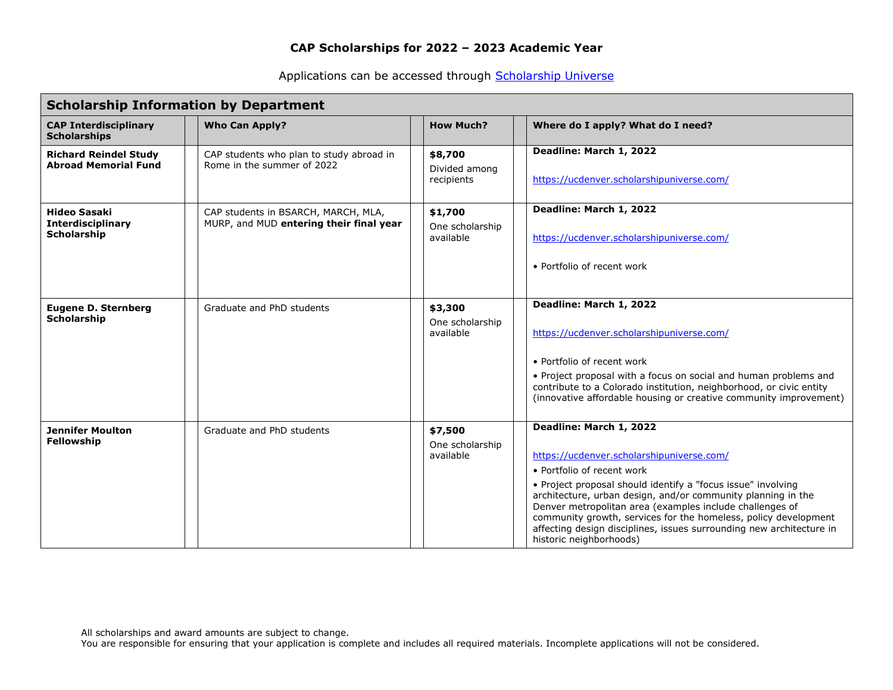# CAP Scholarships for 2022 – 2023 Academic Year

Applications can be accessed through [Scholarship Universe](https://ucdenver.scholarshipuniverse.com/)

## Scholarship Information by Department

| CAP Interdisciplinary Scholarships | Who Can Apply? | How Much? | Where do I apply? What do I need? |
|---|---|---|---|
| **Richard Reindel Study Abroad Memorial Fund** | CAP students who plan to study abroad in Rome in the summer of 2022 | **$8,700** Divided among recipients | **Deadline: March 1, 2022** <br> https://ucdenver.scholarshipuniverse.com/ |
| **Hideo Sasaki Interdisciplinary Scholarship** | CAP students in BSARCH, MARCH, MLA, MURP, and MUD **entering their final year** | **$1,700** One scholarship available | **Deadline: March 1, 2022** <br> https://ucdenver.scholarshipuniverse.com/ <br> • Portfolio of recent work |
| **Eugene D. Sternberg Scholarship** | Graduate and PhD students | **$3,300** One scholarship available | **Deadline: March 1, 2022** <br> https://ucdenver.scholarshipuniverse.com/ <br> • Portfolio of recent work <br> • Project proposal with a focus on social and human problems and contribute to a Colorado institution, neighborhood, or civic entity (innovative affordable housing or creative community improvement) |
| **Jennifer Moulton Fellowship** | Graduate and PhD students | **$7,500** One scholarship available | **Deadline: March 1, 2022** <br> https://ucdenver.scholarshipuniverse.com/ <br> • Portfolio of recent work <br> • Project proposal should identify a "focus issue" involving architecture, urban design, and/or community planning in the Denver metropolitan area (examples include challenges of community growth, services for the homeless, policy development affecting design disciplines, issues surrounding new architecture in historic neighborhoods) |

All scholarships and award amounts are subject to change.
You are responsible for ensuring that your application is complete and includes all required materials. Incomplete applications will not be considered.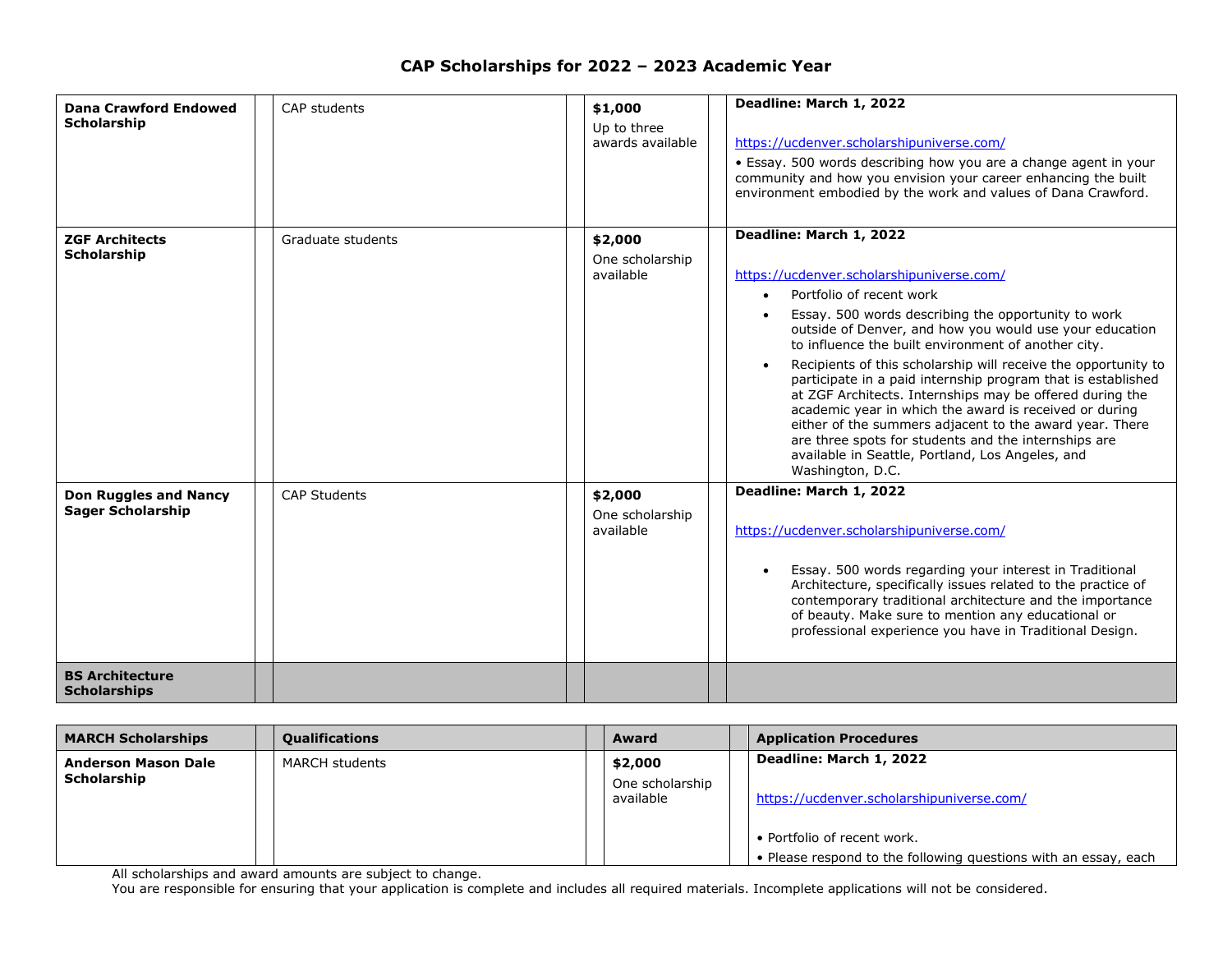# CAP Scholarships for 2022 – 2023 Academic Year

| | | | | | | |
|---|---|---|---|---|---|---|
| **Dana Crawford Endowed Scholarship** | | CAP students | | **$1,000**<br>Up to three awards available | | **Deadline: March 1, 2022**<br><br>https://ucdenver.scholarshipuniverse.com/<br><br>• Essay. 500 words describing how you are a change agent in your community and how you envision your career enhancing the built environment embodied by the work and values of Dana Crawford. |
| **ZGF Architects Scholarship** | | Graduate students | | **$2,000**<br>One scholarship available | | **Deadline: March 1, 2022**<br><br>https://ucdenver.scholarshipuniverse.com/<br><br>• Portfolio of recent work<br>• Essay. 500 words describing the opportunity to work outside of Denver, and how you would use your education to influence the built environment of another city.<br>• Recipients of this scholarship will receive the opportunity to participate in a paid internship program that is established at ZGF Architects. Internships may be offered during the academic year in which the award is received or during either of the summers adjacent to the award year. There are three spots for students and the internships are available in Seattle, Portland, Los Angeles, and Washington, D.C. |
| **Don Ruggles and Nancy Sager Scholarship** | | CAP Students | | **$2,000**<br>One scholarship available | | **Deadline: March 1, 2022**<br><br>https://ucdenver.scholarshipuniverse.com/<br><br>• Essay. 500 words regarding your interest in Traditional Architecture, specifically issues related to the practice of contemporary traditional architecture and the importance of beauty. Make sure to mention any educational or professional experience you have in Traditional Design. |
| **BS Architecture Scholarships** | | | | | | |

| **MARCH Scholarships** | | **Qualifications** | | **Award** | | **Application Procedures** |
|---|---|---|---|---|---|---|
| **Anderson Mason Dale Scholarship** | | MARCH students | | **$2,000**<br>One scholarship available | | **Deadline: March 1, 2022**<br><br>https://ucdenver.scholarshipuniverse.com/<br><br>• Portfolio of recent work.<br>• Please respond to the following questions with an essay, each |

All scholarships and award amounts are subject to change.
You are responsible for ensuring that your application is complete and includes all required materials. Incomplete applications will not be considered.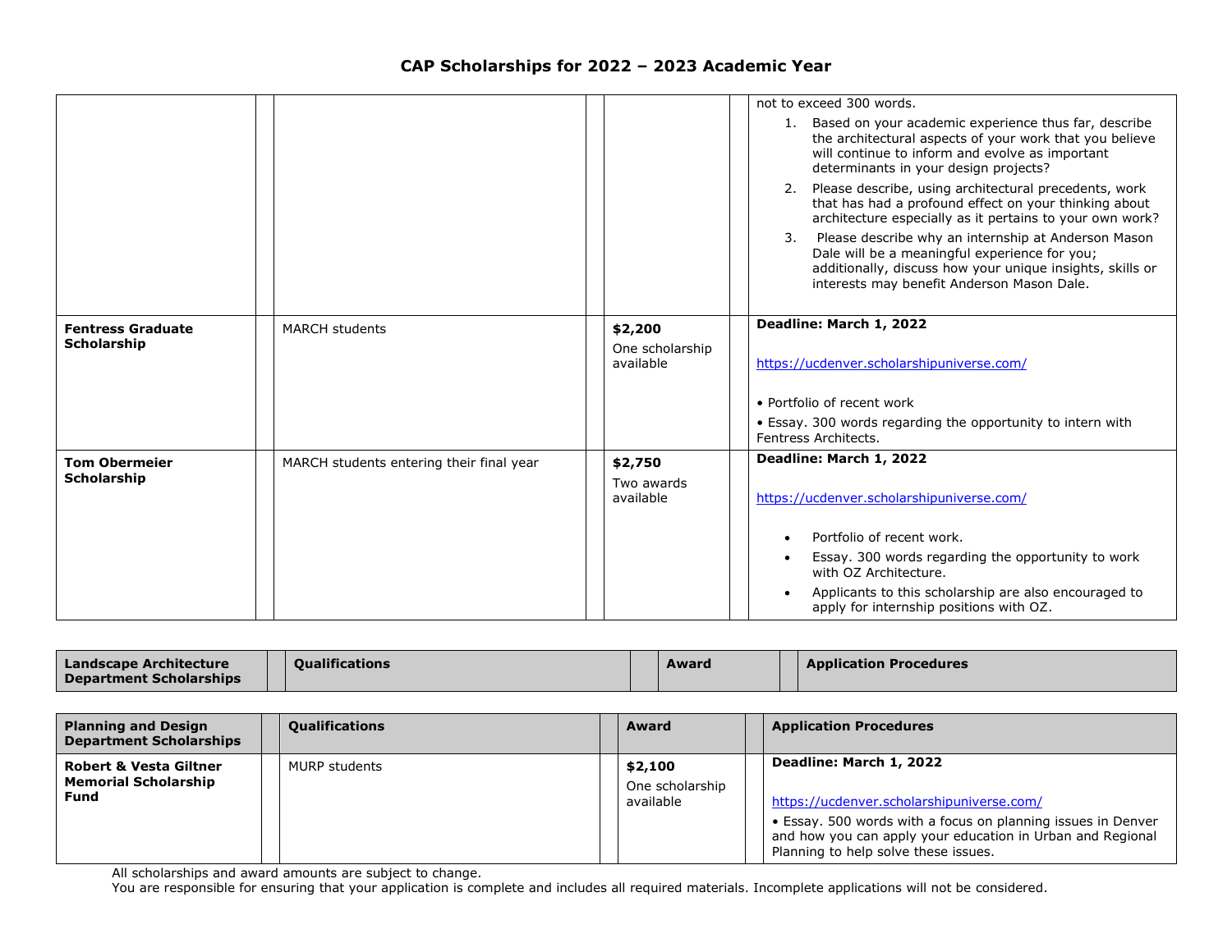# CAP Scholarships for 2022 – 2023 Academic Year

| | | | |
|---|---|---|---|
| | | | not to exceed 300 words.<br>1. Based on your academic experience thus far, describe the architectural aspects of your work that you believe will continue to inform and evolve as important determinants in your design projects?<br>2. Please describe, using architectural precedents, work that has had a profound effect on your thinking about architecture especially as it pertains to your own work?<br>3. Please describe why an internship at Anderson Mason Dale will be a meaningful experience for you; additionally, discuss how your unique insights, skills or interests may benefit Anderson Mason Dale. |
| **Fentress Graduate Scholarship** | MARCH students | **$2,200**<br>One scholarship available | **Deadline: March 1, 2022**<br>https://ucdenver.scholarshipuniverse.com/<br>• Portfolio of recent work<br>• Essay. 300 words regarding the opportunity to intern with Fentress Architects. |
| **Tom Obermeier Scholarship** | MARCH students entering their final year | **$2,750**<br>Two awards available | **Deadline: March 1, 2022**<br>https://ucdenver.scholarshipuniverse.com/<br>• Portfolio of recent work.<br>• Essay. 300 words regarding the opportunity to work with OZ Architecture.<br>• Applicants to this scholarship are also encouraged to apply for internship positions with OZ. |

| Landscape Architecture Department Scholarships | Qualifications | Award | Application Procedures |
|---|---|---|---|

| Planning and Design Department Scholarships | Qualifications | Award | Application Procedures |
|---|---|---|---|
| **Robert & Vesta Giltner Memorial Scholarship Fund** | MURP students | **$2,100**<br>One scholarship available | **Deadline: March 1, 2022**<br>https://ucdenver.scholarshipuniverse.com/<br>• Essay. 500 words with a focus on planning issues in Denver and how you can apply your education in Urban and Regional Planning to help solve these issues. |

All scholarships and award amounts are subject to change.
You are responsible for ensuring that your application is complete and includes all required materials. Incomplete applications will not be considered.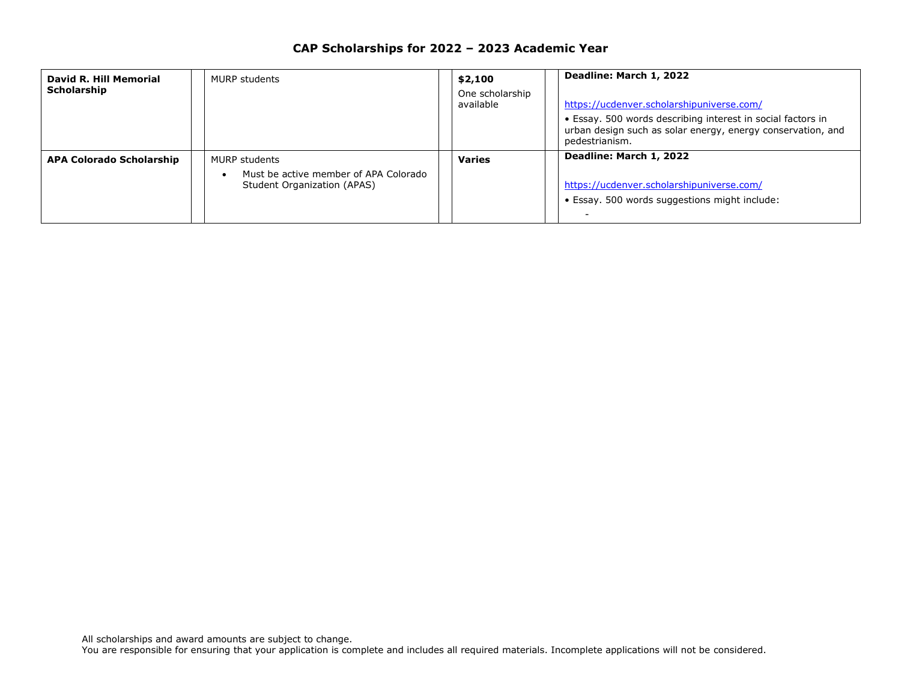# CAP Scholarships for 2022 – 2023 Academic Year

| | | | |
|---|---|---|---|
| **David R. Hill Memorial Scholarship** | MURP students | **$2,100**<br>One scholarship available | **Deadline: March 1, 2022**<br><br>https://ucdenver.scholarshipuniverse.com/<br>• Essay. 500 words describing interest in social factors in urban design such as solar energy, energy conservation, and pedestrianism. |
| **APA Colorado Scholarship** | MURP students<br>• Must be active member of APA Colorado Student Organization (APAS) | **Varies** | **Deadline: March 1, 2022**<br><br>https://ucdenver.scholarshipuniverse.com/<br>• Essay. 500 words suggestions might include:<br>- |

All scholarships and award amounts are subject to change.
You are responsible for ensuring that your application is complete and includes all required materials. Incomplete applications will not be considered.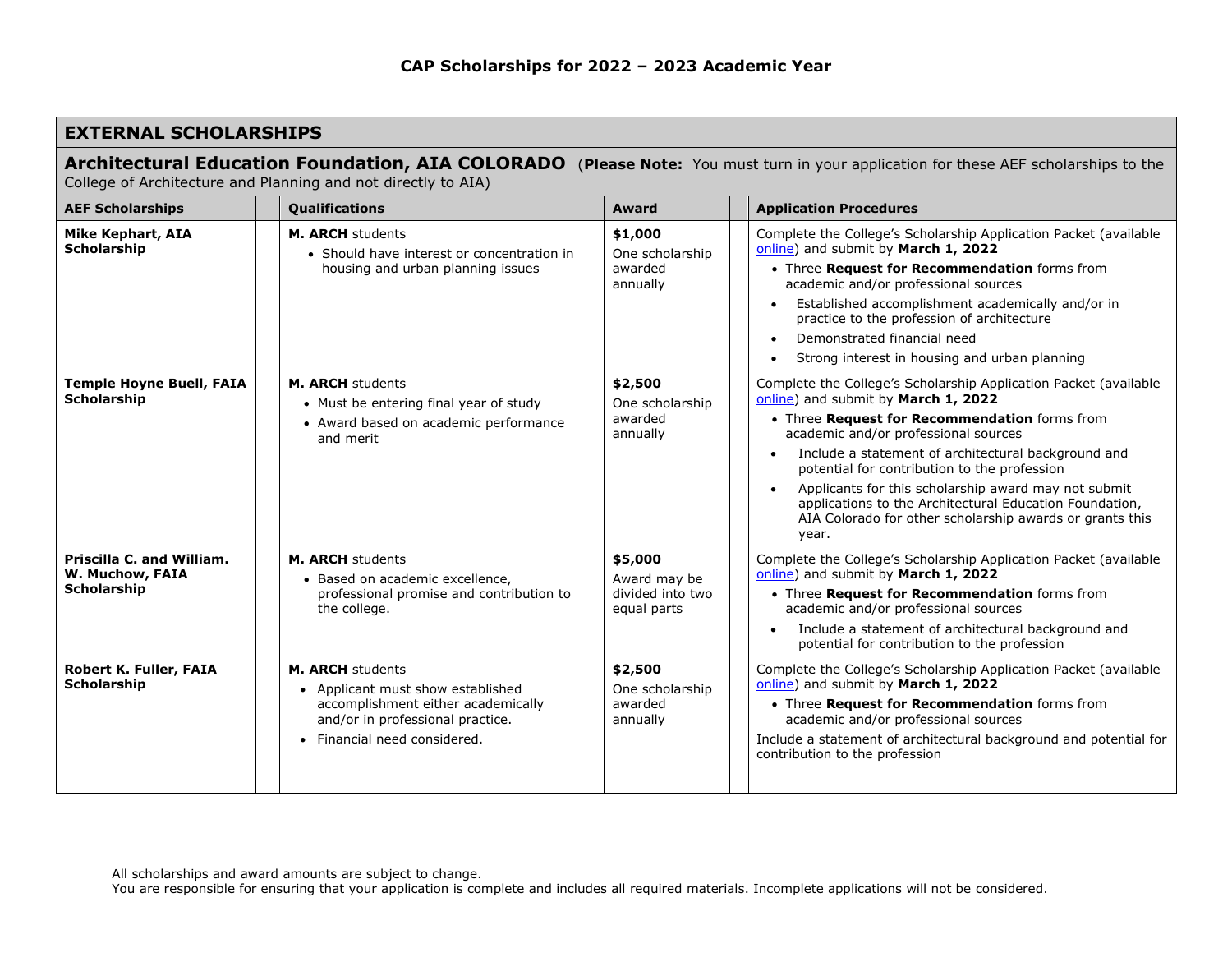# CAP Scholarships for 2022 – 2023 Academic Year

## EXTERNAL SCHOLARSHIPS

### Architectural Education Foundation, AIA COLORADO (**Please Note:** You must turn in your application for these AEF scholarships to the College of Architecture and Planning and not directly to AIA)

| AEF Scholarships | Qualifications | Award | Application Procedures |
|---|---|---|---|
| **Mike Kephart, AIA Scholarship** | **M. ARCH** students<br>• Should have interest or concentration in housing and urban planning issues | **$1,000**<br>One scholarship awarded annually | Complete the College's Scholarship Application Packet (available online) and submit by **March 1, 2022**<br>• Three **Request for Recommendation** forms from academic and/or professional sources<br>• Established accomplishment academically and/or in practice to the profession of architecture<br>• Demonstrated financial need<br>• Strong interest in housing and urban planning |
| **Temple Hoyne Buell, FAIA Scholarship** | **M. ARCH** students<br>• Must be entering final year of study<br>• Award based on academic performance and merit | **$2,500**<br>One scholarship awarded annually | Complete the College's Scholarship Application Packet (available online) and submit by **March 1, 2022**<br>• Three **Request for Recommendation** forms from academic and/or professional sources<br>• Include a statement of architectural background and potential for contribution to the profession<br>• Applicants for this scholarship award may not submit applications to the Architectural Education Foundation, AIA Colorado for other scholarship awards or grants this year. |
| **Priscilla C. and William. W. Muchow, FAIA Scholarship** | **M. ARCH** students<br>• Based on academic excellence, professional promise and contribution to the college. | **$5,000**<br>Award may be divided into two equal parts | Complete the College's Scholarship Application Packet (available online) and submit by **March 1, 2022**<br>• Three **Request for Recommendation** forms from academic and/or professional sources<br>• Include a statement of architectural background and potential for contribution to the profession |
| **Robert K. Fuller, FAIA Scholarship** | **M. ARCH** students<br>• Applicant must show established accomplishment either academically and/or in professional practice.<br>• Financial need considered. | **$2,500**<br>One scholarship awarded annually | Complete the College's Scholarship Application Packet (available online) and submit by **March 1, 2022**<br>• Three **Request for Recommendation** forms from academic and/or professional sources<br>Include a statement of architectural background and potential for contribution to the profession |

All scholarships and award amounts are subject to change.
You are responsible for ensuring that your application is complete and includes all required materials. Incomplete applications will not be considered.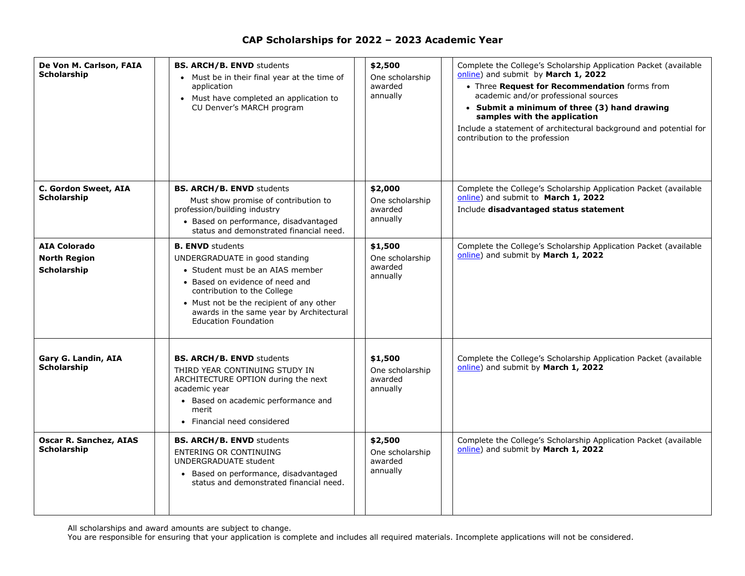# CAP Scholarships for 2022 – 2023 Academic Year

| Scholarship | Eligibility | Amount | Application Requirements |
|---|---|---|---|
| **De Von M. Carlson, FAIA Scholarship** | **BS. ARCH/B. ENVD** students<br>• Must be in their final year at the time of application<br>• Must have completed an application to CU Denver's MARCH program | **$2,500**<br>One scholarship awarded annually | Complete the College's Scholarship Application Packet (available online) and submit by **March 1, 2022**<br>• Three **Request for Recommendation** forms from academic and/or professional sources<br>• **Submit a minimum of three (3) hand drawing samples with the application**<br>Include a statement of architectural background and potential for contribution to the profession |
| **C. Gordon Sweet, AIA Scholarship** | **BS. ARCH/B. ENVD** students<br>Must show promise of contribution to profession/building industry<br>• Based on performance, disadvantaged status and demonstrated financial need. | **$2,000**<br>One scholarship awarded annually | Complete the College's Scholarship Application Packet (available online) and submit to **March 1, 2022**<br>Include **disadvantaged status statement** |
| **AIA Colorado North Region Scholarship** | **B. ENVD** students<br>UNDERGRADUATE in good standing<br>• Student must be an AIAS member<br>• Based on evidence of need and contribution to the College<br>• Must not be the recipient of any other awards in the same year by Architectural Education Foundation | **$1,500**<br>One scholarship awarded annually | Complete the College's Scholarship Application Packet (available online) and submit by **March 1, 2022** |
| **Gary G. Landin, AIA Scholarship** | **BS. ARCH/B. ENVD** students<br>THIRD YEAR CONTINUING STUDY IN ARCHITECTURE OPTION during the next academic year<br>• Based on academic performance and merit<br>• Financial need considered | **$1,500**<br>One scholarship awarded annually | Complete the College's Scholarship Application Packet (available online) and submit by **March 1, 2022** |
| **Oscar R. Sanchez, AIAS Scholarship** | **BS. ARCH/B. ENVD** students<br>ENTERING OR CONTINUING UNDERGRADUATE student<br>• Based on performance, disadvantaged status and demonstrated financial need. | **$2,500**<br>One scholarship awarded annually | Complete the College's Scholarship Application Packet (available online) and submit by **March 1, 2022** |

All scholarships and award amounts are subject to change.
You are responsible for ensuring that your application is complete and includes all required materials. Incomplete applications will not be considered.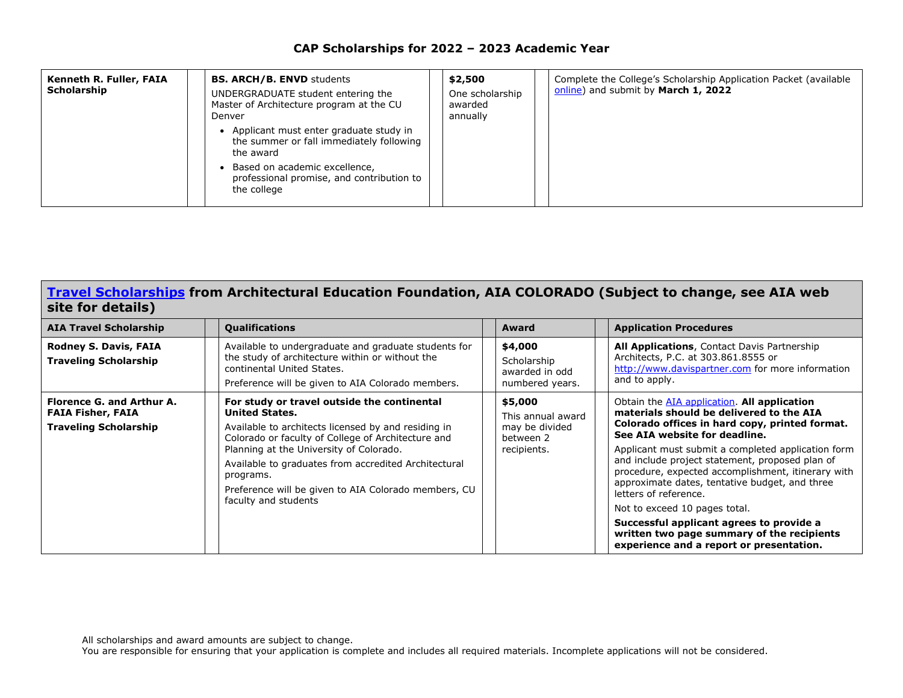## CAP Scholarships for 2022 – 2023 Academic Year

| | | | |
|---|---|---|---|
| **Kenneth R. Fuller, FAIA Scholarship** | **BS. ARCH/B. ENVD** students<br>UNDERGRADUATE student entering the Master of Architecture program at the CU Denver<br>• Applicant must enter graduate study in the summer or fall immediately following the award<br>• Based on academic excellence, professional promise, and contribution to the college | **$2,500**<br>One scholarship awarded annually | Complete the College's Scholarship Application Packet (available online) and submit by **March 1, 2022** |

## Travel Scholarships from Architectural Education Foundation, AIA COLORADO (Subject to change, see AIA web site for details)

| AIA Travel Scholarship | Qualifications | Award | Application Procedures |
|---|---|---|---|
| **Rodney S. Davis, FAIA**<br>**Traveling Scholarship** | Available to undergraduate and graduate students for the study of architecture within or without the continental United States.<br>Preference will be given to AIA Colorado members. | **$4,000**<br>Scholarship awarded in odd numbered years. | **All Applications**, Contact Davis Partnership Architects, P.C. at 303.861.8555 or http://www.davispartner.com for more information and to apply. |
| **Florence G. and Arthur A. FAIA Fisher, FAIA**<br>**Traveling Scholarship** | **For study or travel outside the continental United States.**<br>Available to architects licensed by and residing in Colorado or faculty of College of Architecture and Planning at the University of Colorado.<br>Available to graduates from accredited Architectural programs.<br>Preference will be given to AIA Colorado members, CU faculty and students | **$5,000**<br>This annual award may be divided between 2 recipients. | Obtain the AIA application. **All application materials should be delivered to the AIA Colorado offices in hard copy, printed format. See AIA website for deadline.**<br>Applicant must submit a completed application form and include project statement, proposed plan of procedure, expected accomplishment, itinerary with approximate dates, tentative budget, and three letters of reference.<br>Not to exceed 10 pages total.<br>**Successful applicant agrees to provide a written two page summary of the recipients experience and a report or presentation.** |

All scholarships and award amounts are subject to change.
You are responsible for ensuring that your application is complete and includes all required materials. Incomplete applications will not be considered.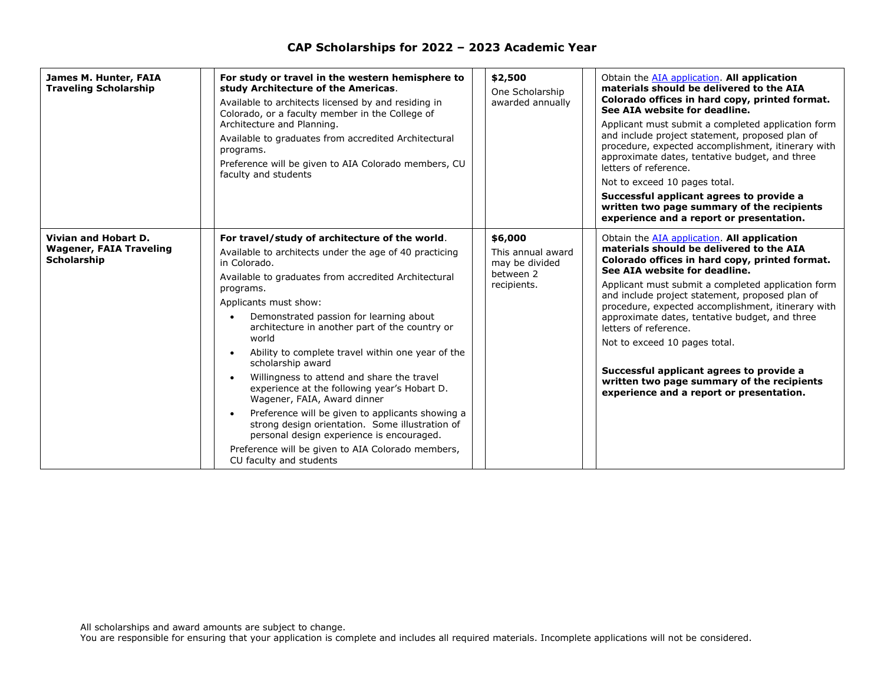# CAP Scholarships for 2022 – 2023 Academic Year

| | | | |
|---|---|---|---|
| **James M. Hunter, FAIA Traveling Scholarship** | **For study or travel in the western hemisphere to study Architecture of the Americas**.<br>Available to architects licensed by and residing in Colorado, or a faculty member in the College of Architecture and Planning.<br>Available to graduates from accredited Architectural programs.<br>Preference will be given to AIA Colorado members, CU faculty and students | **$2,500**<br>One Scholarship awarded annually | Obtain the [AIA application]. **All application materials should be delivered to the AIA Colorado offices in hard copy, printed format. See AIA website for deadline.**<br>Applicant must submit a completed application form and include project statement, proposed plan of procedure, expected accomplishment, itinerary with approximate dates, tentative budget, and three letters of reference.<br>Not to exceed 10 pages total.<br>**Successful applicant agrees to provide a written two page summary of the recipients experience and a report or presentation.** |
| **Vivian and Hobart D. Wagener, FAIA Traveling Scholarship** | **For travel/study of architecture of the world**.<br>Available to architects under the age of 40 practicing in Colorado.<br>Available to graduates from accredited Architectural programs.<br>Applicants must show:<br>• Demonstrated passion for learning about architecture in another part of the country or world<br>• Ability to complete travel within one year of the scholarship award<br>• Willingness to attend and share the travel experience at the following year's Hobart D. Wagener, FAIA, Award dinner<br>• Preference will be given to applicants showing a strong design orientation. Some illustration of personal design experience is encouraged.<br>Preference will be given to AIA Colorado members, CU faculty and students | **$6,000**<br>This annual award may be divided between 2 recipients. | Obtain the [AIA application]. **All application materials should be delivered to the AIA Colorado offices in hard copy, printed format. See AIA website for deadline.**<br>Applicant must submit a completed application form and include project statement, proposed plan of procedure, expected accomplishment, itinerary with approximate dates, tentative budget, and three letters of reference.<br>Not to exceed 10 pages total.<br>**Successful applicant agrees to provide a written two page summary of the recipients experience and a report or presentation.** |

All scholarships and award amounts are subject to change.
You are responsible for ensuring that your application is complete and includes all required materials. Incomplete applications will not be considered.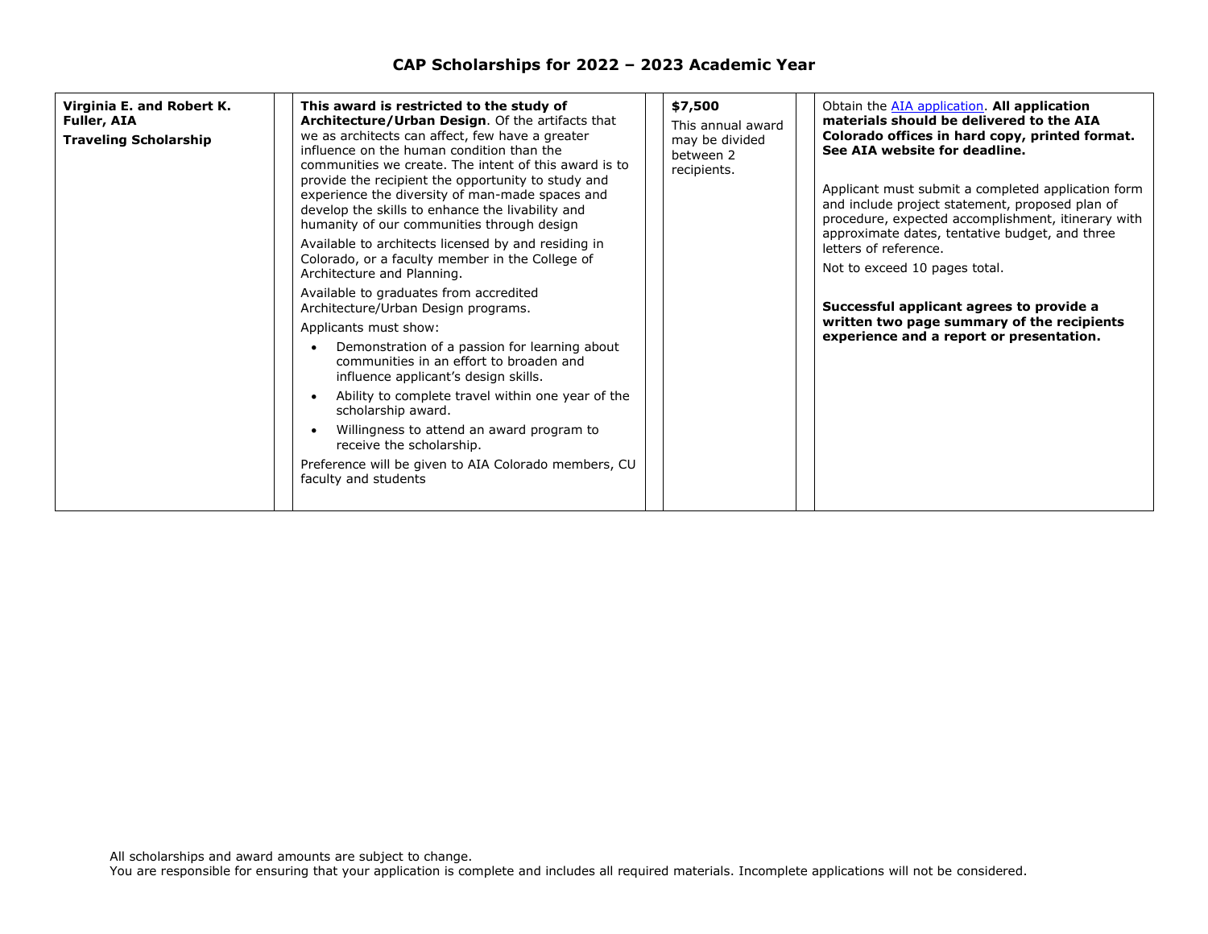# CAP Scholarships for 2022 – 2023 Academic Year

| | | | | | | |
|---|---|---|---|---|---|---|
| **Virginia E. and Robert K. Fuller, AIA**<br>**Traveling Scholarship** | | **This award is restricted to the study of Architecture/Urban Design**. Of the artifacts that we as architects can affect, few have a greater influence on the human condition than the communities we create. The intent of this award is to provide the recipient the opportunity to study and experience the diversity of man-made spaces and develop the skills to enhance the livability and humanity of our communities through design<br>Available to architects licensed by and residing in Colorado, or a faculty member in the College of Architecture and Planning.<br>Available to graduates from accredited Architecture/Urban Design programs.<br>Applicants must show:<br>• Demonstration of a passion for learning about communities in an effort to broaden and influence applicant's design skills.<br>• Ability to complete travel within one year of the scholarship award.<br>• Willingness to attend an award program to receive the scholarship.<br>Preference will be given to AIA Colorado members, CU faculty and students | | **$7,500**<br>This annual award may be divided between 2 recipients. | | Obtain the AIA application. **All application materials should be delivered to the AIA Colorado offices in hard copy, printed format. See AIA website for deadline.**<br><br>Applicant must submit a completed application form and include project statement, proposed plan of procedure, expected accomplishment, itinerary with approximate dates, tentative budget, and three letters of reference.<br>Not to exceed 10 pages total.<br><br>**Successful applicant agrees to provide a written two page summary of the recipients experience and a report or presentation.** |

All scholarships and award amounts are subject to change.
You are responsible for ensuring that your application is complete and includes all required materials. Incomplete applications will not be considered.